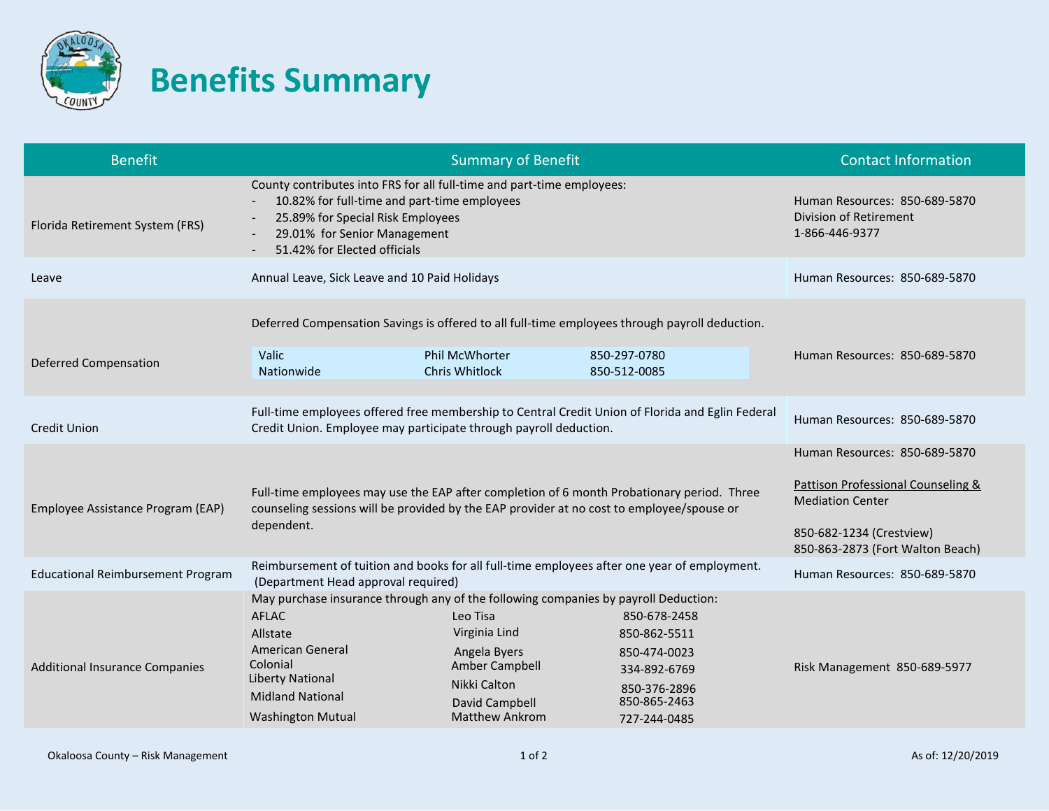# Benefits Summary

| Benefit | Summary of Benefit | Contact Information |
|---|---|---|
| Florida Retirement System (FRS) | County contributes into FRS for all full-time and part-time employees:<br>- 10.82% for full-time and part-time employees<br>- 25.89% for Special Risk Employees<br>- 29.01% for Senior Management<br>- 51.42% for Elected officials | Human Resources: 850-689-5870<br>Division of Retirement<br>1-866-446-9377 |
| Leave | Annual Leave, Sick Leave and 10 Paid Holidays | Human Resources: 850-689-5870 |
| Deferred Compensation | Deferred Compensation Savings is offered to all full-time employees through payroll deduction.<br>Valic — Phil McWhorter — 850-297-0780<br>Nationwide — Chris Whitlock — 850-512-0085 | Human Resources: 850-689-5870 |
| Credit Union | Full-time employees offered free membership to Central Credit Union of Florida and Eglin Federal Credit Union. Employee may participate through payroll deduction. | Human Resources: 850-689-5870 |
| Employee Assistance Program (EAP) | Full-time employees may use the EAP after completion of 6 month Probationary period. Three counseling sessions will be provided by the EAP provider at no cost to employee/spouse or dependent. | Human Resources: 850-689-5870<br>Pattison Professional Counseling & Mediation Center<br>850-682-1234 (Crestview)<br>850-863-2873 (Fort Walton Beach) |
| Educational Reimbursement Program | Reimbursement of tuition and books for all full-time employees after one year of employment. (Department Head approval required) | Human Resources: 850-689-5870 |
| Additional Insurance Companies | May purchase insurance through any of the following companies by payroll Deduction:<br>AFLAC — Leo Tisa — 850-678-2458<br>Allstate — Virginia Lind — 850-862-5511<br>American General — Angela Byers — 850-474-0023<br>Colonial — Amber Campbell — 334-892-6769<br>Liberty National — Nikki Calton — 850-376-2896<br>Midland National — David Campbell — 850-865-2463<br>Washington Mutual — Matthew Ankrom — 727-244-0485 | Risk Management 850-689-5977 |

Okaloosa County – Risk Management

As of: 12/20/2019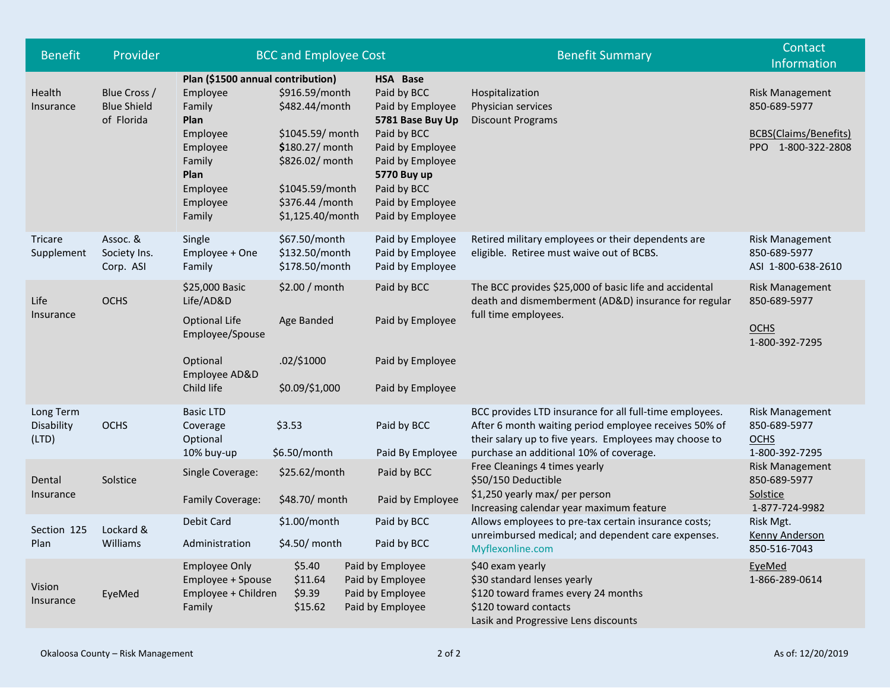| Benefit | Provider | BCC and Employee Cost | | | Benefit Summary | Contact Information |
|---|---|---|---|---|---|---|
| Health Insurance | Blue Cross / Blue Shield of Florida | **Plan ($1500 annual contribution)** | | **HSA Base** | Hospitalization<br>Physician services<br>Discount Programs | Risk Management<br>850-689-5977<br><br>BCBS(Claims/Benefits)<br>PPO 1-800-322-2808 |
| | | Employee | $916.59/month | Paid by BCC | | |
| | | Family | $482.44/month | Paid by Employee | | |
| | | **Plan** | | **5781 Base Buy Up** | | |
| | | Employee | $1045.59/ month | Paid by BCC | | |
| | | Employee | $180.27/ month | Paid by Employee | | |
| | | Family | $826.02/ month | Paid by Employee | | |
| | | **Plan** | | **5770 Buy up** | | |
| | | Employee | $1045.59/month | Paid by BCC | | |
| | | Employee | $376.44 /month | Paid by Employee | | |
| | | Family | $1,125.40/month | Paid by Employee | | |
| Tricare Supplement | Assoc. & Society Ins. Corp. ASI | Single<br>Employee + One<br>Family | $67.50/month<br>$132.50/month<br>$178.50/month | Paid by Employee<br>Paid by Employee<br>Paid by Employee | Retired military employees or their dependents are eligible. Retiree must waive out of BCBS. | Risk Management<br>850-689-5977<br>ASI 1-800-638-2610 |
| Life Insurance | OCHS | $25,000 Basic Life/AD&D | $2.00 / month | Paid by BCC | The BCC provides $25,000 of basic life and accidental death and dismemberment (AD&D) insurance for regular full time employees. | Risk Management<br>850-689-5977<br><br>OCHS<br>1-800-392-7295 |
| | | Optional Life Employee/Spouse | Age Banded | Paid by Employee | | |
| | | Optional Employee AD&D | .02/$1000 | Paid by Employee | | |
| | | Child life | $0.09/$1,000 | Paid by Employee | | |
| Long Term Disability (LTD) | OCHS | Basic LTD Coverage | $3.53 | Paid by BCC | BCC provides LTD insurance for all full-time employees. After 6 month waiting period employee receives 50% of their salary up to five years. Employees may choose to purchase an additional 10% of coverage. | Risk Management<br>850-689-5977<br>OCHS<br>1-800-392-7295 |
| | | Optional 10% buy-up | $6.50/month | Paid By Employee | | |
| Dental Insurance | Solstice | Single Coverage: | $25.62/month | Paid by BCC | Free Cleanings 4 times yearly<br>$50/150 Deductible<br>$1,250 yearly max/ per person<br>Increasing calendar year maximum feature | Risk Management<br>850-689-5977<br>Solstice<br>1-877-724-9982 |
| | | Family Coverage: | $48.70/ month | Paid by Employee | | |
| Section 125 Plan | Lockard & Williams | Debit Card | $1.00/month | Paid by BCC | Allows employees to pre-tax certain insurance costs; unreimbursed medical; and dependent care expenses.<br>Myflexonline.com | Risk Mgt.<br>Kenny Anderson<br>850-516-7043 |
| | | Administration | $4.50/ month | Paid by BCC | | |
| Vision Insurance | EyeMed | Employee Only<br>Employee + Spouse<br>Employee + Children<br>Family | $5.40<br>$11.64<br>$9.39<br>$15.62 | Paid by Employee<br>Paid by Employee<br>Paid by Employee<br>Paid by Employee | $40 exam yearly<br>$30 standard lenses yearly<br>$120 toward frames every 24 months<br>$120 toward contacts<br>Lasik and Progressive Lens discounts | EyeMed<br>1-866-289-0614 |

Okaloosa County – Risk Management

As of: 12/20/2019